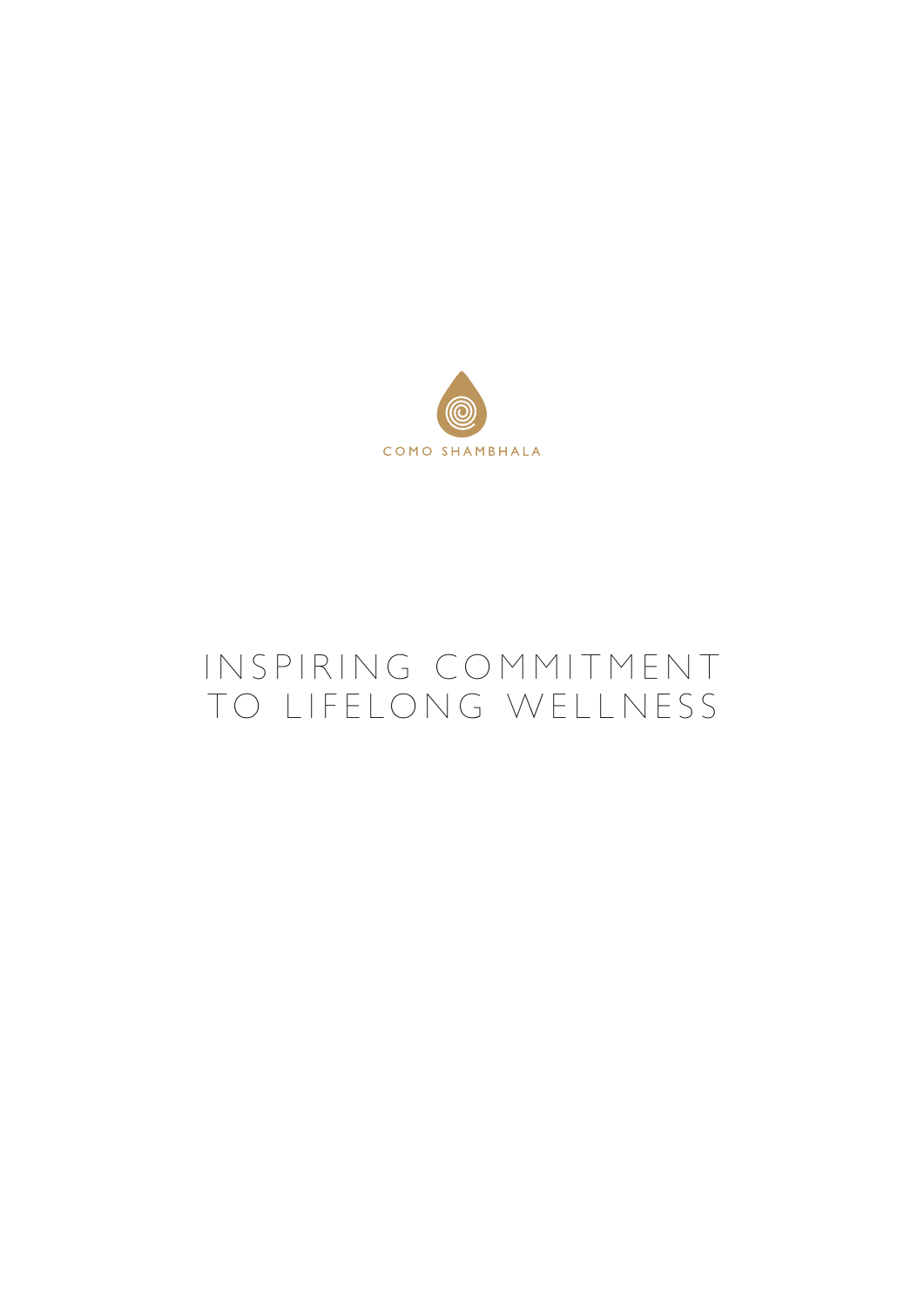COMO SHAMBHALA

# INSPIRING COMMITMENT TO LIFELONG WELLNESS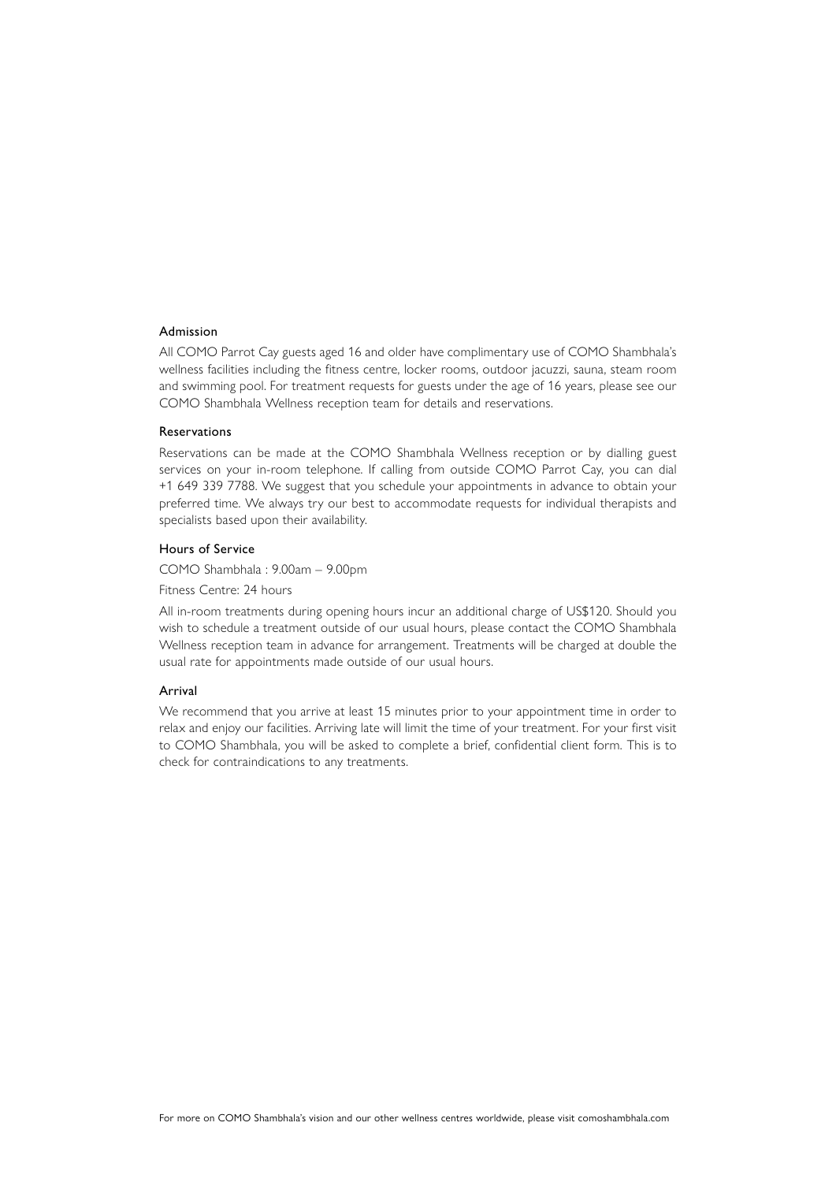## Admission

All COMO Parrot Cay guests aged 16 and older have complimentary use of COMO Shambhala's wellness facilities including the fitness centre, locker rooms, outdoor jacuzzi, sauna, steam room and swimming pool. For treatment requests for guests under the age of 16 years, please see our COMO Shambhala Wellness reception team for details and reservations.

## Reservations

Reservations can be made at the COMO Shambhala Wellness reception or by dialling guest services on your in-room telephone. If calling from outside COMO Parrot Cay, you can dial +1 649 339 7788. We suggest that you schedule your appointments in advance to obtain your preferred time. We always try our best to accommodate requests for individual therapists and specialists based upon their availability.

## Hours of Service

COMO Shambhala : 9.00am – 9.00pm

Fitness Centre: 24 hours

All in-room treatments during opening hours incur an additional charge of US$120. Should you wish to schedule a treatment outside of our usual hours, please contact the COMO Shambhala Wellness reception team in advance for arrangement. Treatments will be charged at double the usual rate for appointments made outside of our usual hours.

## Arrival

We recommend that you arrive at least 15 minutes prior to your appointment time in order to relax and enjoy our facilities. Arriving late will limit the time of your treatment. For your first visit to COMO Shambhala, you will be asked to complete a brief, confidential client form. This is to check for contraindications to any treatments.

For more on COMO Shambhala's vision and our other wellness centres worldwide, please visit comoshambhala.com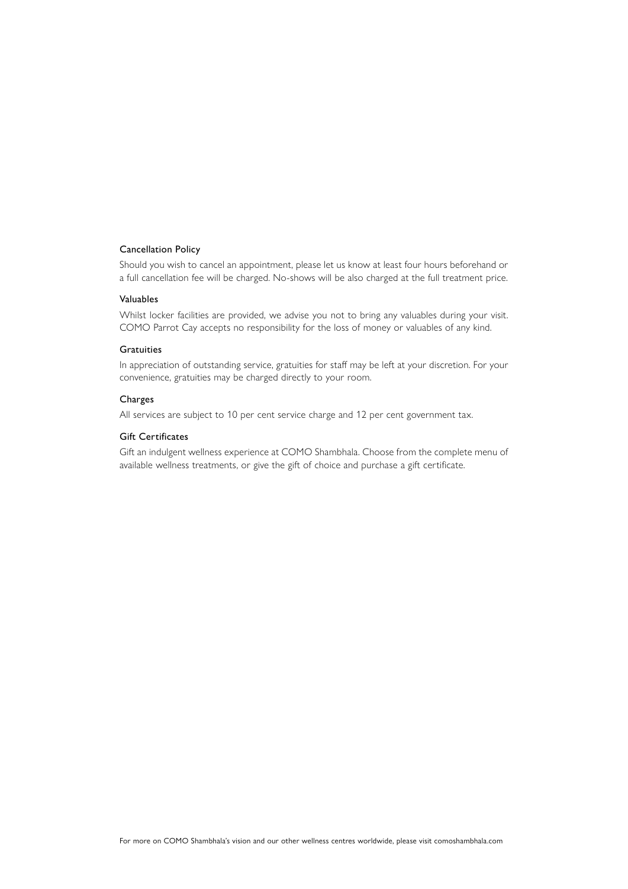### Cancellation Policy

Should you wish to cancel an appointment, please let us know at least four hours beforehand or a full cancellation fee will be charged. No-shows will be also charged at the full treatment price.

### Valuables

Whilst locker facilities are provided, we advise you not to bring any valuables during your visit. COMO Parrot Cay accepts no responsibility for the loss of money or valuables of any kind.

### Gratuities

In appreciation of outstanding service, gratuities for staff may be left at your discretion. For your convenience, gratuities may be charged directly to your room.

### Charges

All services are subject to 10 per cent service charge and 12 per cent government tax.

### Gift Certificates

Gift an indulgent wellness experience at COMO Shambhala. Choose from the complete menu of available wellness treatments, or give the gift of choice and purchase a gift certificate.

For more on COMO Shambhala's vision and our other wellness centres worldwide, please visit comoshambhala.com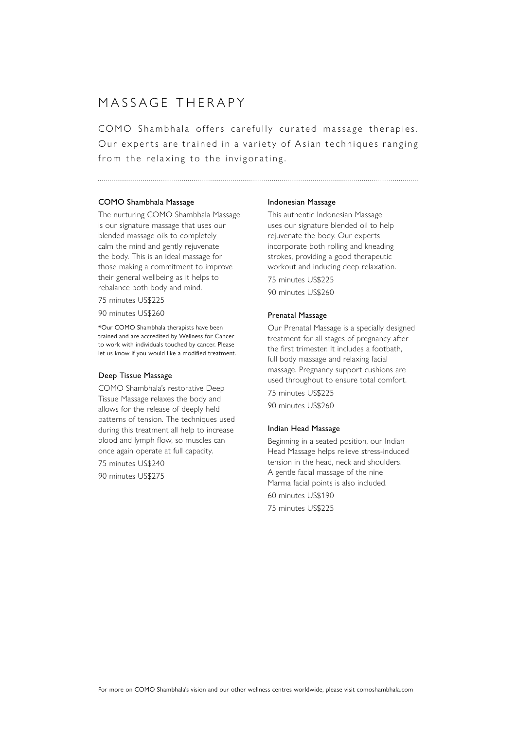# MASSAGE THERAPY

COMO Shambhala offers carefully curated massage therapies. Our experts are trained in a variety of Asian techniques ranging from the relaxing to the invigorating.

### COMO Shambhala Massage

The nurturing COMO Shambhala Massage is our signature massage that uses our blended massage oils to completely calm the mind and gently rejuvenate the body. This is an ideal massage for those making a commitment to improve their general wellbeing as it helps to rebalance both body and mind.

75 minutes US$225

90 minutes US$260

*Our COMO Shambhala therapists have been trained and are accredited by Wellness for Cancer to work with individuals touched by cancer. Please let us know if you would like a modified treatment.

### Deep Tissue Massage

COMO Shambhala's restorative Deep Tissue Massage relaxes the body and allows for the release of deeply held patterns of tension. The techniques used during this treatment all help to increase blood and lymph flow, so muscles can once again operate at full capacity.

75 minutes US$240

90 minutes US$275

### Indonesian Massage

This authentic Indonesian Massage uses our signature blended oil to help rejuvenate the body. Our experts incorporate both rolling and kneading strokes, providing a good therapeutic workout and inducing deep relaxation.

75 minutes US$225

90 minutes US$260

### Prenatal Massage

Our Prenatal Massage is a specially designed treatment for all stages of pregnancy after the first trimester. It includes a footbath, full body massage and relaxing facial massage. Pregnancy support cushions are used throughout to ensure total comfort.

75 minutes US$225

90 minutes US$260

### Indian Head Massage

Beginning in a seated position, our Indian Head Massage helps relieve stress-induced tension in the head, neck and shoulders. A gentle facial massage of the nine Marma facial points is also included.

60 minutes US$190

75 minutes US$225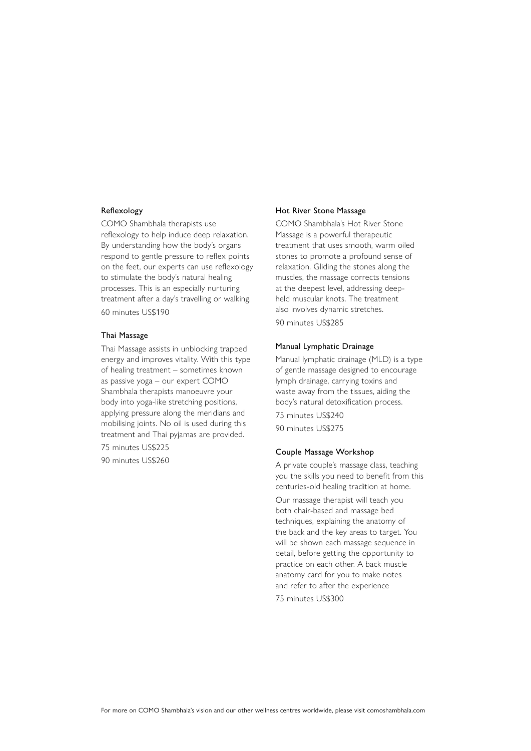### Reflexology

COMO Shambhala therapists use reflexology to help induce deep relaxation. By understanding how the body's organs respond to gentle pressure to reflex points on the feet, our experts can use reflexology to stimulate the body's natural healing processes. This is an especially nurturing treatment after a day's travelling or walking.

60 minutes US$190

### Thai Massage

Thai Massage assists in unblocking trapped energy and improves vitality. With this type of healing treatment – sometimes known as passive yoga – our expert COMO Shambhala therapists manoeuvre your body into yoga-like stretching positions, applying pressure along the meridians and mobilising joints. No oil is used during this treatment and Thai pyjamas are provided.

75 minutes US$225

90 minutes US$260

### Hot River Stone Massage

COMO Shambhala's Hot River Stone Massage is a powerful therapeutic treatment that uses smooth, warm oiled stones to promote a profound sense of relaxation. Gliding the stones along the muscles, the massage corrects tensions at the deepest level, addressing deep-held muscular knots. The treatment also involves dynamic stretches.

90 minutes US$285

### Manual Lymphatic Drainage

Manual lymphatic drainage (MLD) is a type of gentle massage designed to encourage lymph drainage, carrying toxins and waste away from the tissues, aiding the body's natural detoxification process.

75 minutes US$240

90 minutes US$275

### Couple Massage Workshop

A private couple's massage class, teaching you the skills you need to benefit from this centuries-old healing tradition at home.

Our massage therapist will teach you both chair-based and massage bed techniques, explaining the anatomy of the back and the key areas to target. You will be shown each massage sequence in detail, before getting the opportunity to practice on each other. A back muscle anatomy card for you to make notes and refer to after the experience

75 minutes US$300

For more on COMO Shambhala's vision and our other wellness centres worldwide, please visit comoshambhala.com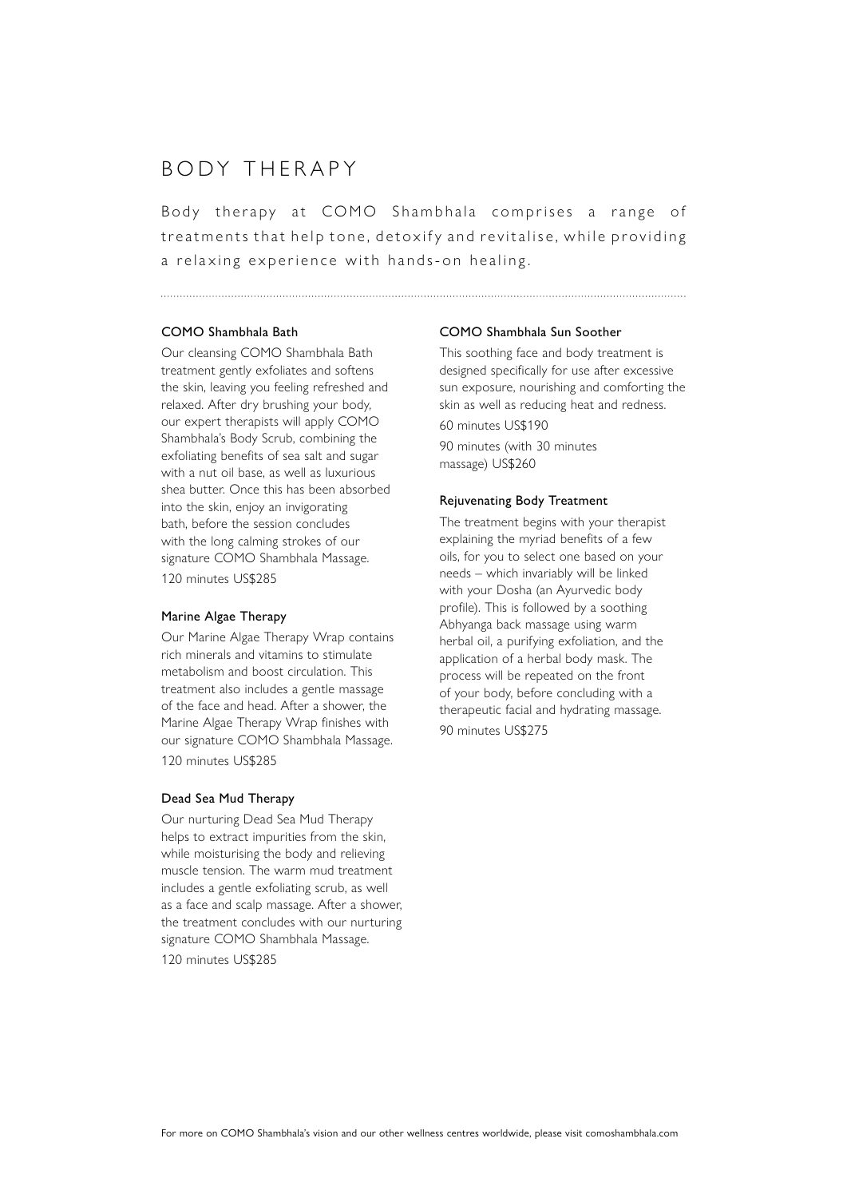# BODY THERAPY

Body therapy at COMO Shambhala comprises a range of treatments that help tone, detoxify and revitalise, while providing a relaxing experience with hands-on healing.

### COMO Shambhala Bath

Our cleansing COMO Shambhala Bath treatment gently exfoliates and softens the skin, leaving you feeling refreshed and relaxed. After dry brushing your body, our expert therapists will apply COMO Shambhala's Body Scrub, combining the exfoliating benefits of sea salt and sugar with a nut oil base, as well as luxurious shea butter. Once this has been absorbed into the skin, enjoy an invigorating bath, before the session concludes with the long calming strokes of our signature COMO Shambhala Massage.

120 minutes US$285

### Marine Algae Therapy

Our Marine Algae Therapy Wrap contains rich minerals and vitamins to stimulate metabolism and boost circulation. This treatment also includes a gentle massage of the face and head. After a shower, the Marine Algae Therapy Wrap finishes with our signature COMO Shambhala Massage.

120 minutes US$285

### Dead Sea Mud Therapy

Our nurturing Dead Sea Mud Therapy helps to extract impurities from the skin, while moisturising the body and relieving muscle tension. The warm mud treatment includes a gentle exfoliating scrub, as well as a face and scalp massage. After a shower, the treatment concludes with our nurturing signature COMO Shambhala Massage.

120 minutes US$285

### COMO Shambhala Sun Soother

This soothing face and body treatment is designed specifically for use after excessive sun exposure, nourishing and comforting the skin as well as reducing heat and redness.

60 minutes US$190

90 minutes (with 30 minutes massage) US$260

### Rejuvenating Body Treatment

The treatment begins with your therapist explaining the myriad benefits of a few oils, for you to select one based on your needs – which invariably will be linked with your Dosha (an Ayurvedic body profile). This is followed by a soothing Abhyanga back massage using warm herbal oil, a purifying exfoliation, and the application of a herbal body mask. The process will be repeated on the front of your body, before concluding with a therapeutic facial and hydrating massage.

90 minutes US$275

For more on COMO Shambhala's vision and our other wellness centres worldwide, please visit comoshambhala.com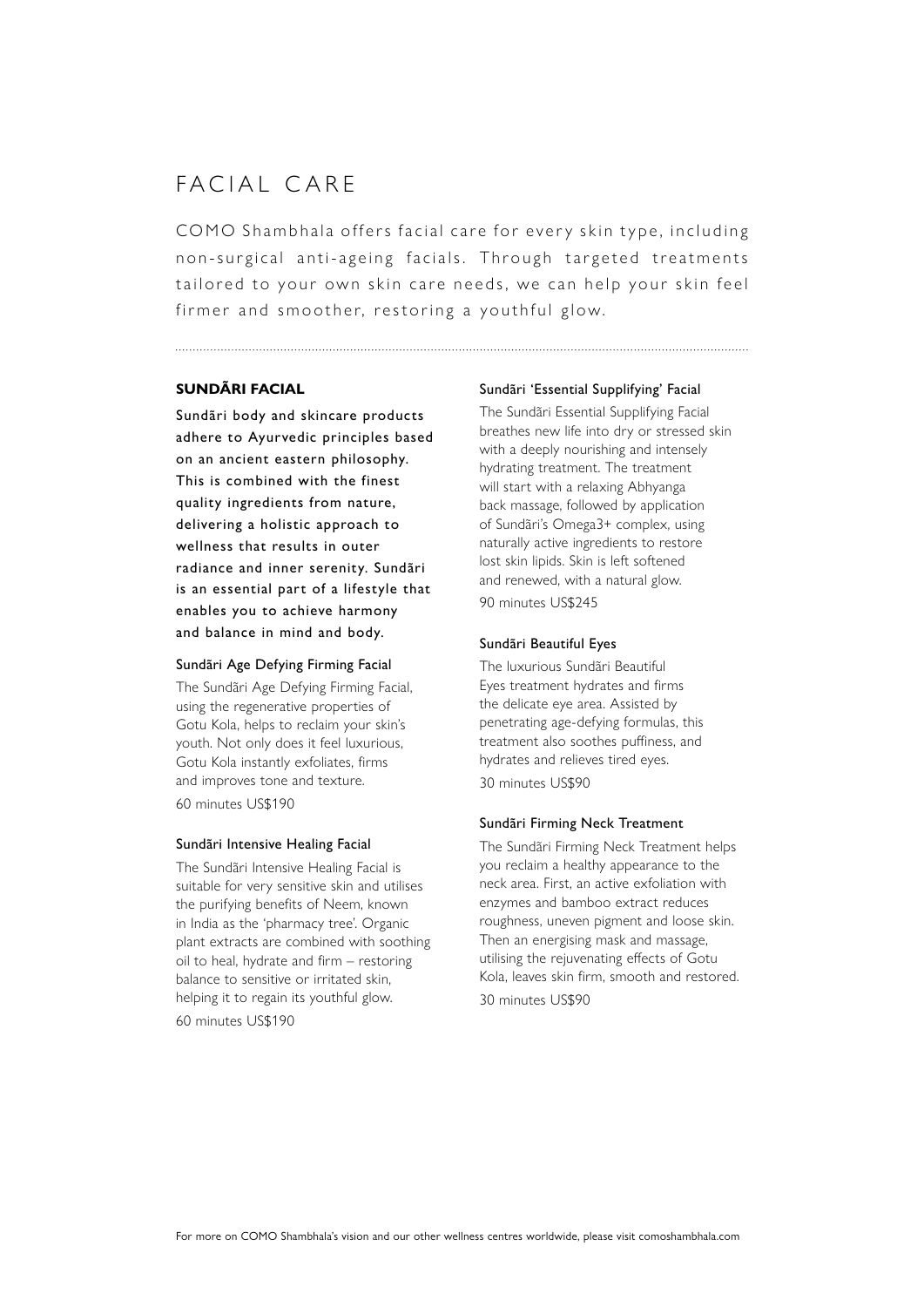# FACIAL CARE

COMO Shambhala offers facial care for every skin type, including non-surgical anti-ageing facials. Through targeted treatments tailored to your own skin care needs, we can help your skin feel firmer and smoother, restoring a youthful glow.

## SUNDÃRI FACIAL

**Sundãri body and skincare products adhere to Ayurvedic principles based on an ancient eastern philosophy. This is combined with the finest quality ingredients from nature, delivering a holistic approach to wellness that results in outer radiance and inner serenity. Sundãri is an essential part of a lifestyle that enables you to achieve harmony and balance in mind and body.**

### Sundãri Age Defying Firming Facial

The Sundãri Age Defying Firming Facial, using the regenerative properties of Gotu Kola, helps to reclaim your skin's youth. Not only does it feel luxurious, Gotu Kola instantly exfoliates, firms and improves tone and texture.

60 minutes US$190

### Sundãri Intensive Healing Facial

The Sundãri Intensive Healing Facial is suitable for very sensitive skin and utilises the purifying benefits of Neem, known in India as the 'pharmacy tree'. Organic plant extracts are combined with soothing oil to heal, hydrate and firm – restoring balance to sensitive or irritated skin, helping it to regain its youthful glow.

60 minutes US$190

### Sundãri 'Essential Supplifying' Facial

The Sundãri Essential Supplifying Facial breathes new life into dry or stressed skin with a deeply nourishing and intensely hydrating treatment. The treatment will start with a relaxing Abhyanga back massage, followed by application of Sundãri's Omega3+ complex, using naturally active ingredients to restore lost skin lipids. Skin is left softened and renewed, with a natural glow.

90 minutes US$245

### Sundãri Beautiful Eyes

The luxurious Sundãri Beautiful Eyes treatment hydrates and firms the delicate eye area. Assisted by penetrating age-defying formulas, this treatment also soothes puffiness, and hydrates and relieves tired eyes.

30 minutes US$90

### Sundãri Firming Neck Treatment

The Sundãri Firming Neck Treatment helps you reclaim a healthy appearance to the neck area. First, an active exfoliation with enzymes and bamboo extract reduces roughness, uneven pigment and loose skin. Then an energising mask and massage, utilising the rejuvenating effects of Gotu Kola, leaves skin firm, smooth and restored.

30 minutes US$90

For more on COMO Shambhala's vision and our other wellness centres worldwide, please visit comoshambhala.com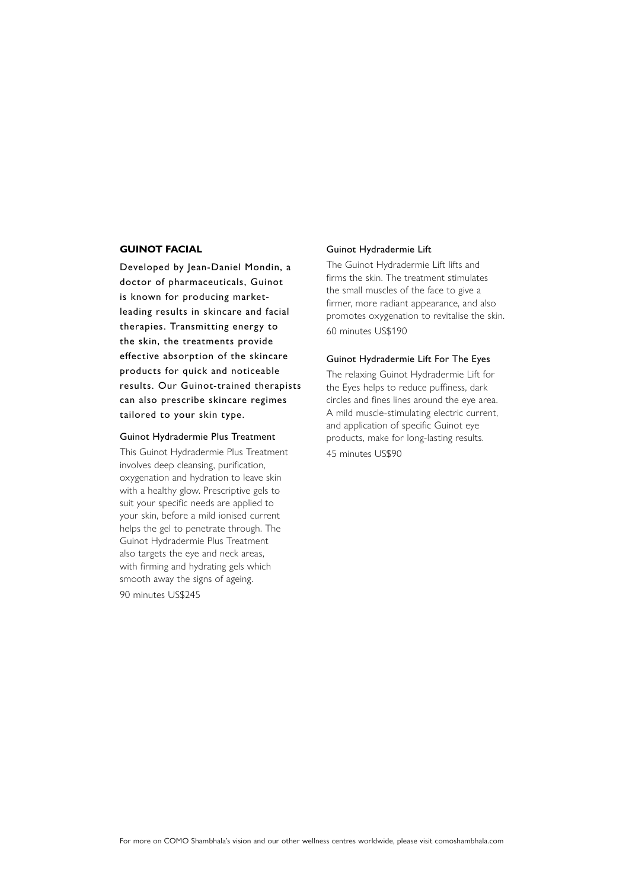## GUINOT FACIAL

Developed by Jean-Daniel Mondin, a doctor of pharmaceuticals, Guinot is known for producing market-leading results in skincare and facial therapies. Transmitting energy to the skin, the treatments provide effective absorption of the skincare products for quick and noticeable results. Our Guinot-trained therapists can also prescribe skincare regimes tailored to your skin type.

### Guinot Hydradermie Plus Treatment

This Guinot Hydradermie Plus Treatment involves deep cleansing, purification, oxygenation and hydration to leave skin with a healthy glow. Prescriptive gels to suit your specific needs are applied to your skin, before a mild ionised current helps the gel to penetrate through. The Guinot Hydradermie Plus Treatment also targets the eye and neck areas, with firming and hydrating gels which smooth away the signs of ageing.

90 minutes US$245

### Guinot Hydradermie Lift

The Guinot Hydradermie Lift lifts and firms the skin. The treatment stimulates the small muscles of the face to give a firmer, more radiant appearance, and also promotes oxygenation to revitalise the skin.

60 minutes US$190

### Guinot Hydradermie Lift For The Eyes

The relaxing Guinot Hydradermie Lift for the Eyes helps to reduce puffiness, dark circles and fines lines around the eye area. A mild muscle-stimulating electric current, and application of specific Guinot eye products, make for long-lasting results.

45 minutes US$90

For more on COMO Shambhala's vision and our other wellness centres worldwide, please visit comoshambhala.com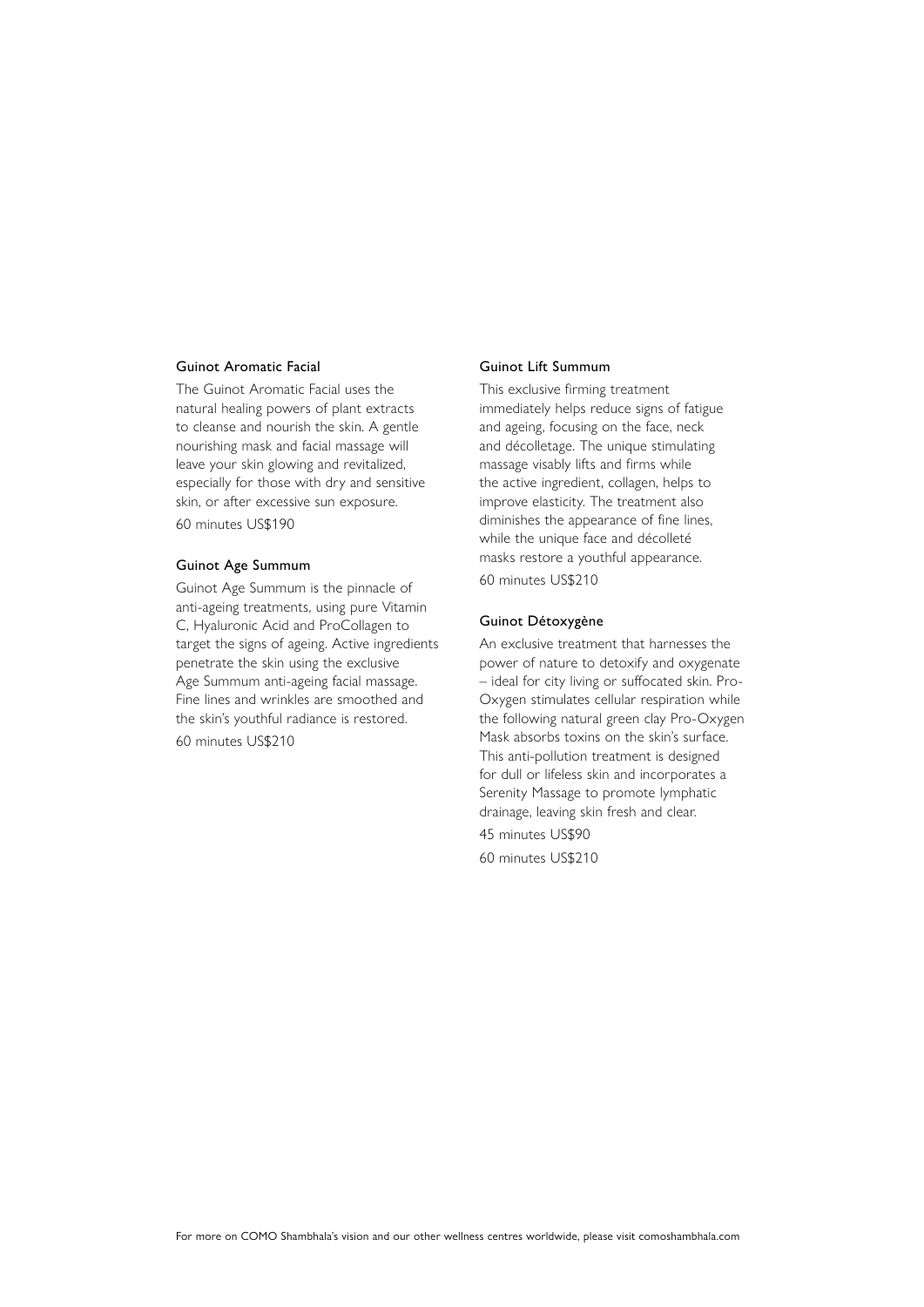### Guinot Aromatic Facial

The Guinot Aromatic Facial uses the natural healing powers of plant extracts to cleanse and nourish the skin. A gentle nourishing mask and facial massage will leave your skin glowing and revitalized, especially for those with dry and sensitive skin, or after excessive sun exposure.

60 minutes US$190

### Guinot Age Summum

Guinot Age Summum is the pinnacle of anti-ageing treatments, using pure Vitamin C, Hyaluronic Acid and ProCollagen to target the signs of ageing. Active ingredients penetrate the skin using the exclusive Age Summum anti-ageing facial massage. Fine lines and wrinkles are smoothed and the skin's youthful radiance is restored.

60 minutes US$210

### Guinot Lift Summum

This exclusive firming treatment immediately helps reduce signs of fatigue and ageing, focusing on the face, neck and décolletage. The unique stimulating massage visably lifts and firms while the active ingredient, collagen, helps to improve elasticity. The treatment also diminishes the appearance of fine lines, while the unique face and décolleté masks restore a youthful appearance.

60 minutes US$210

### Guinot Détoxygène

An exclusive treatment that harnesses the power of nature to detoxify and oxygenate – ideal for city living or suffocated skin. Pro-Oxygen stimulates cellular respiration while the following natural green clay Pro-Oxygen Mask absorbs toxins on the skin's surface. This anti-pollution treatment is designed for dull or lifeless skin and incorporates a Serenity Massage to promote lymphatic drainage, leaving skin fresh and clear.

45 minutes US$90

60 minutes US$210

For more on COMO Shambhala's vision and our other wellness centres worldwide, please visit comoshambhala.com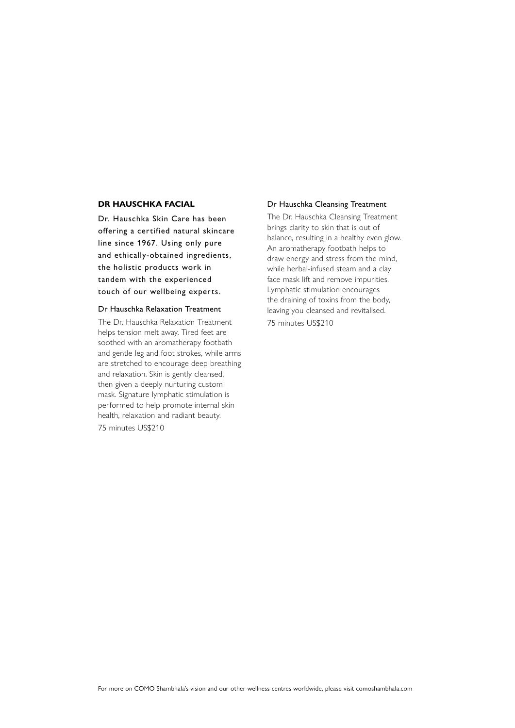## DR HAUSCHKA FACIAL

Dr. Hauschka Skin Care has been offering a certified natural skincare line since 1967. Using only pure and ethically-obtained ingredients, the holistic products work in tandem with the experienced touch of our wellbeing experts.

### Dr Hauschka Relaxation Treatment

The Dr. Hauschka Relaxation Treatment helps tension melt away. Tired feet are soothed with an aromatherapy footbath and gentle leg and foot strokes, while arms are stretched to encourage deep breathing and relaxation. Skin is gently cleansed, then given a deeply nurturing custom mask. Signature lymphatic stimulation is performed to help promote internal skin health, relaxation and radiant beauty.

75 minutes US$210

### Dr Hauschka Cleansing Treatment

The Dr. Hauschka Cleansing Treatment brings clarity to skin that is out of balance, resulting in a healthy even glow. An aromatherapy footbath helps to draw energy and stress from the mind, while herbal-infused steam and a clay face mask lift and remove impurities. Lymphatic stimulation encourages the draining of toxins from the body, leaving you cleansed and revitalised.

75 minutes US$210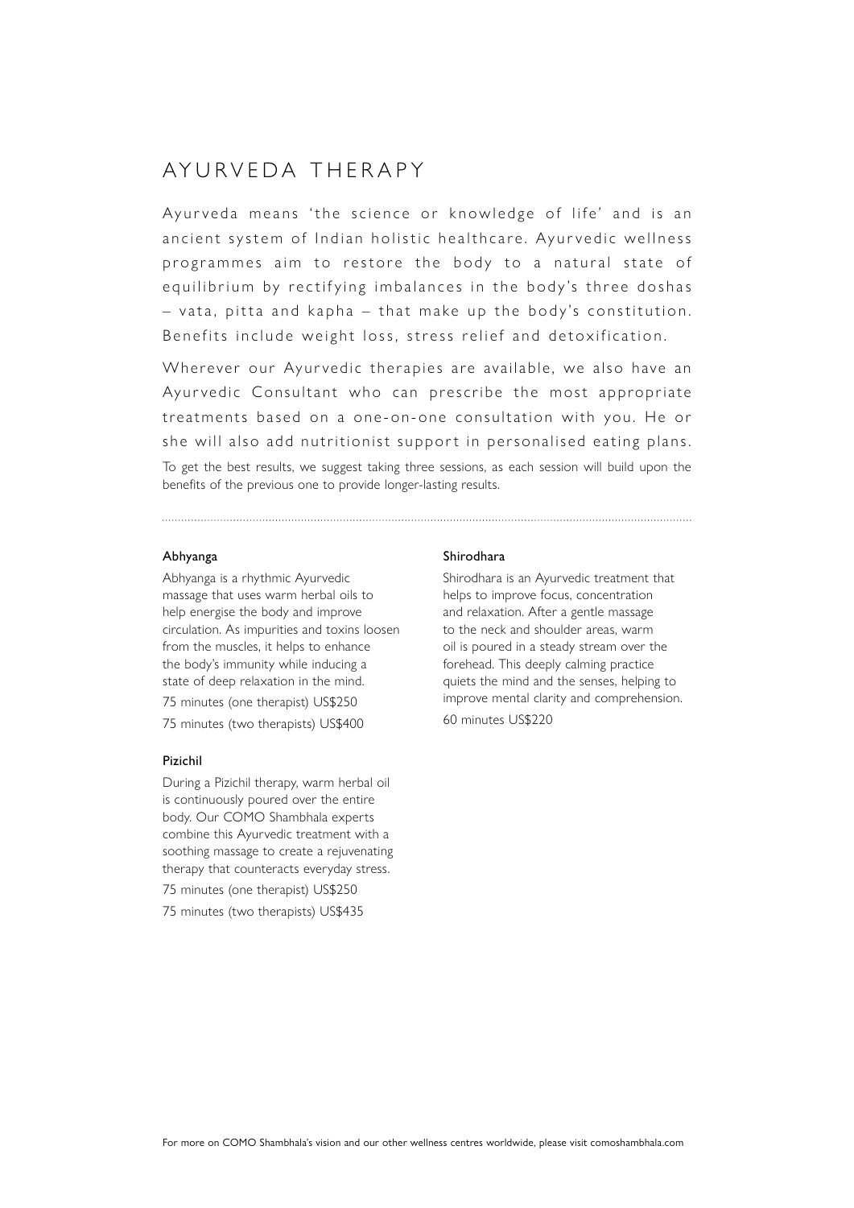# AYURVEDA THERAPY

Ayurveda means 'the science or knowledge of life' and is an ancient system of Indian holistic healthcare. Ayurvedic wellness programmes aim to restore the body to a natural state of equilibrium by rectifying imbalances in the body's three doshas – vata, pitta and kapha – that make up the body's constitution. Benefits include weight loss, stress relief and detoxification.

Wherever our Ayurvedic therapies are available, we also have an Ayurvedic Consultant who can prescribe the most appropriate treatments based on a one-on-one consultation with you. He or she will also add nutritionist support in personalised eating plans.

To get the best results, we suggest taking three sessions, as each session will build upon the benefits of the previous one to provide longer-lasting results.

---

### Abhyanga

Abhyanga is a rhythmic Ayurvedic massage that uses warm herbal oils to help energise the body and improve circulation. As impurities and toxins loosen from the muscles, it helps to enhance the body's immunity while inducing a state of deep relaxation in the mind.

75 minutes (one therapist) US$250

75 minutes (two therapists) US$400

### Pizichil

During a Pizichil therapy, warm herbal oil is continuously poured over the entire body. Our COMO Shambhala experts combine this Ayurvedic treatment with a soothing massage to create a rejuvenating therapy that counteracts everyday stress.

75 minutes (one therapist) US$250

75 minutes (two therapists) US$435

### Shirodhara

Shirodhara is an Ayurvedic treatment that helps to improve focus, concentration and relaxation. After a gentle massage to the neck and shoulder areas, warm oil is poured in a steady stream over the forehead. This deeply calming practice quiets the mind and the senses, helping to improve mental clarity and comprehension.

60 minutes US$220

For more on COMO Shambhala's vision and our other wellness centres worldwide, please visit comoshambhala.com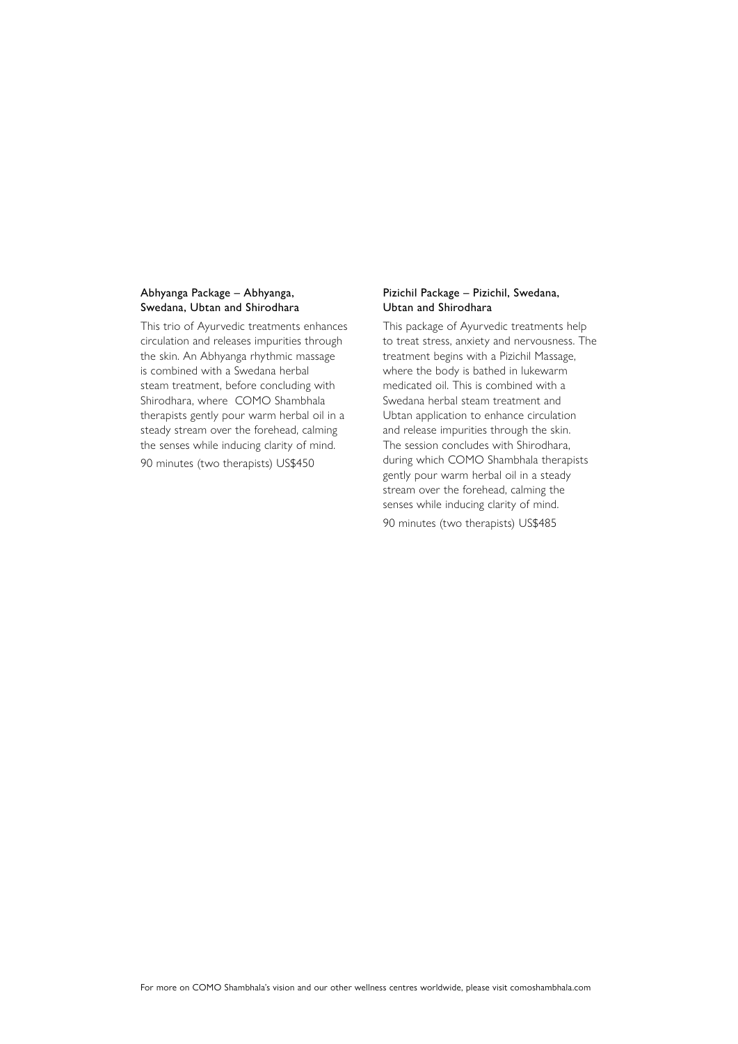### Abhyanga Package – Abhyanga, Swedana, Ubtan and Shirodhara

This trio of Ayurvedic treatments enhances circulation and releases impurities through the skin. An Abhyanga rhythmic massage is combined with a Swedana herbal steam treatment, before concluding with Shirodhara, where COMO Shambhala therapists gently pour warm herbal oil in a steady stream over the forehead, calming the senses while inducing clarity of mind.

90 minutes (two therapists) US$450

### Pizichil Package – Pizichil, Swedana, Ubtan and Shirodhara

This package of Ayurvedic treatments help to treat stress, anxiety and nervousness. The treatment begins with a Pizichil Massage, where the body is bathed in lukewarm medicated oil. This is combined with a Swedana herbal steam treatment and Ubtan application to enhance circulation and release impurities through the skin. The session concludes with Shirodhara, during which COMO Shambhala therapists gently pour warm herbal oil in a steady stream over the forehead, calming the senses while inducing clarity of mind.

90 minutes (two therapists) US$485

For more on COMO Shambhala's vision and our other wellness centres worldwide, please visit comoshambhala.com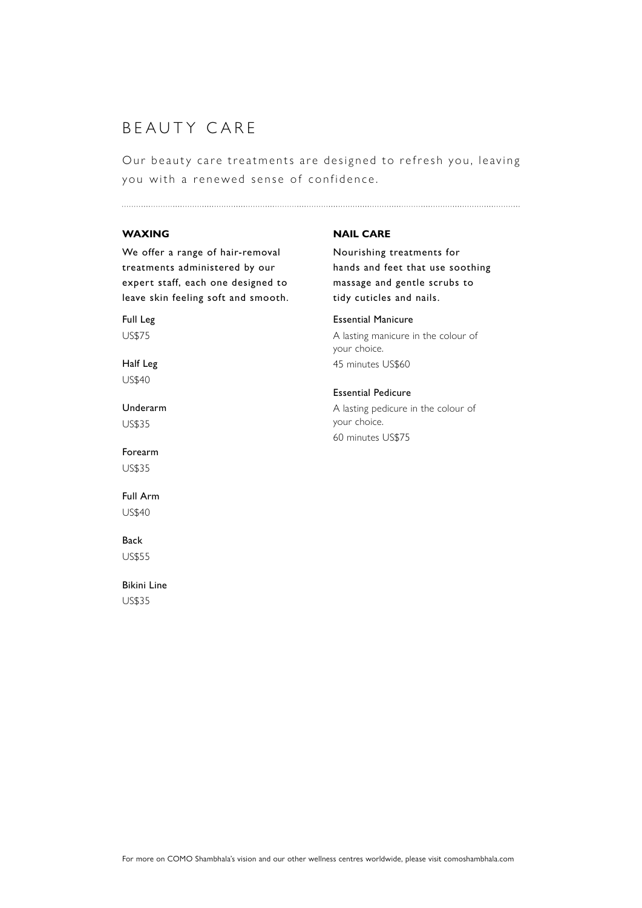# BEAUTY CARE

Our beauty care treatments are designed to refresh you, leaving you with a renewed sense of confidence.

## WAXING

We offer a range of hair-removal treatments administered by our expert staff, each one designed to leave skin feeling soft and smooth.

Full Leg
US$75

Half Leg
US$40

Underarm
US$35

Forearm
US$35

Full Arm
US$40

Back
US$55

Bikini Line
US$35

## NAIL CARE

Nourishing treatments for hands and feet that use soothing massage and gentle scrubs to tidy cuticles and nails.

Essential Manicure
A lasting manicure in the colour of your choice.
45 minutes US$60

Essential Pedicure
A lasting pedicure in the colour of your choice.
60 minutes US$75

For more on COMO Shambhala's vision and our other wellness centres worldwide, please visit comoshambhala.com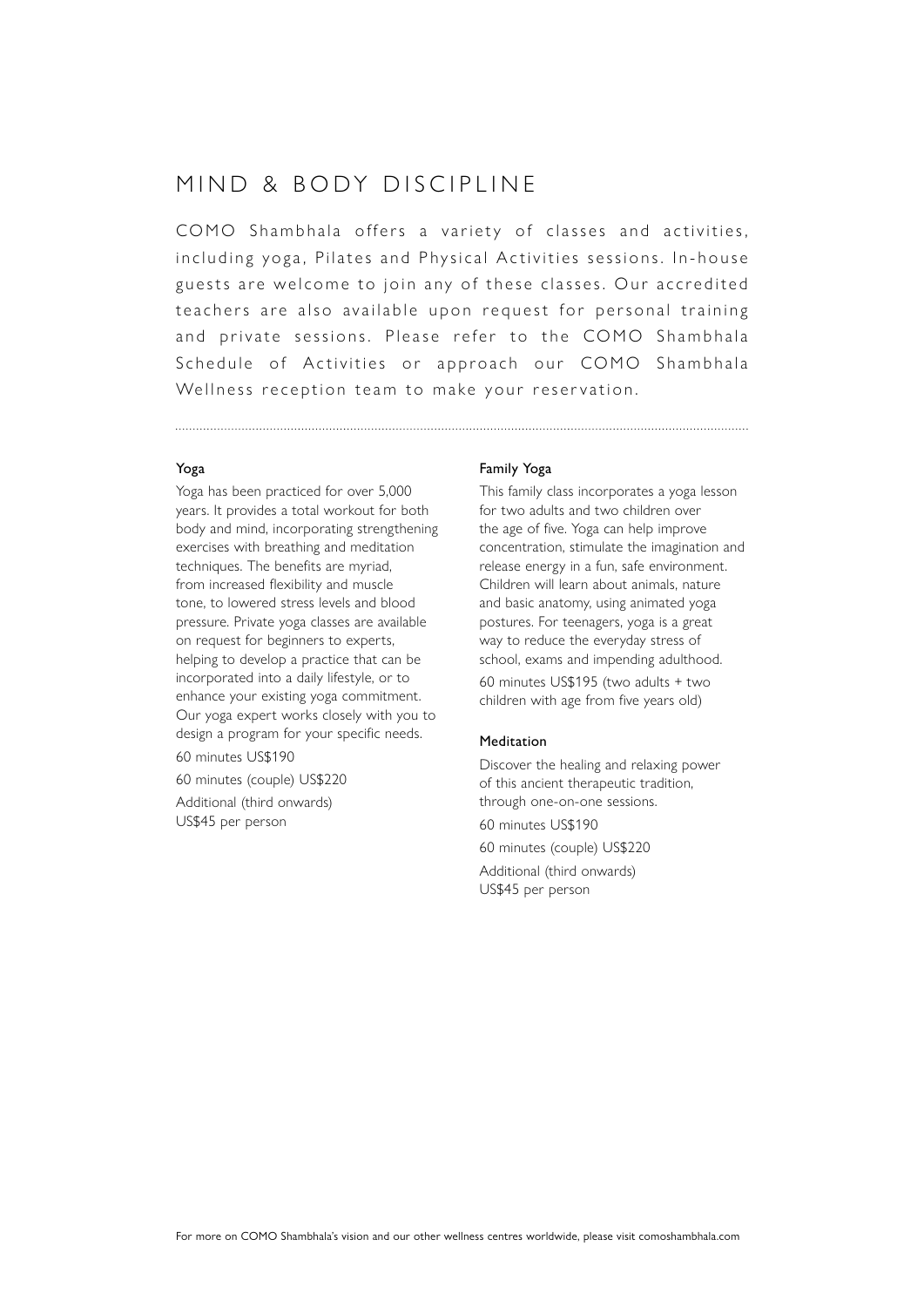# MIND & BODY DISCIPLINE

COMO Shambhala offers a variety of classes and activities, including yoga, Pilates and Physical Activities sessions. In-house guests are welcome to join any of these classes. Our accredited teachers are also available upon request for personal training and private sessions. Please refer to the COMO Shambhala Schedule of Activities or approach our COMO Shambhala Wellness reception team to make your reservation.

---

### Yoga

Yoga has been practiced for over 5,000 years. It provides a total workout for both body and mind, incorporating strengthening exercises with breathing and meditation techniques. The benefits are myriad, from increased flexibility and muscle tone, to lowered stress levels and blood pressure. Private yoga classes are available on request for beginners to experts, helping to develop a practice that can be incorporated into a daily lifestyle, or to enhance your existing yoga commitment. Our yoga expert works closely with you to design a program for your specific needs.

60 minutes US$190

60 minutes (couple) US$220

Additional (third onwards)
US$45 per person

### Family Yoga

This family class incorporates a yoga lesson for two adults and two children over the age of five. Yoga can help improve concentration, stimulate the imagination and release energy in a fun, safe environment. Children will learn about animals, nature and basic anatomy, using animated yoga postures. For teenagers, yoga is a great way to reduce the everyday stress of school, exams and impending adulthood.

60 minutes US$195 (two adults + two children with age from five years old)

### Meditation

Discover the healing and relaxing power of this ancient therapeutic tradition, through one-on-one sessions.

60 minutes US$190

60 minutes (couple) US$220

Additional (third onwards)
US$45 per person

For more on COMO Shambhala's vision and our other wellness centres worldwide, please visit comoshambhala.com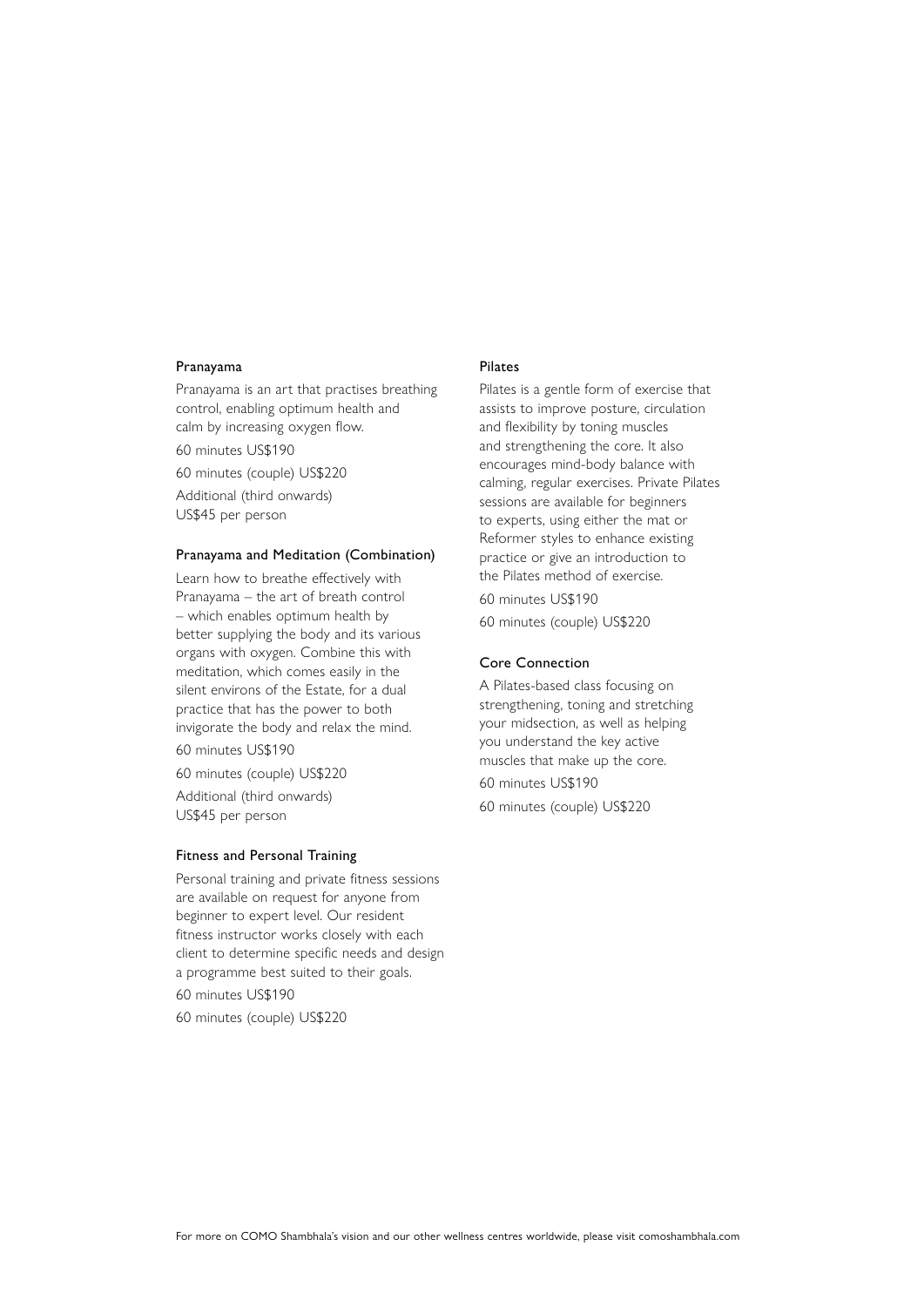### Pranayama

Pranayama is an art that practises breathing control, enabling optimum health and calm by increasing oxygen flow.

60 minutes US$190

60 minutes (couple) US$220

Additional (third onwards)
US$45 per person

### Pranayama and Meditation (Combination)

Learn how to breathe effectively with Pranayama – the art of breath control – which enables optimum health by better supplying the body and its various organs with oxygen. Combine this with meditation, which comes easily in the silent environs of the Estate, for a dual practice that has the power to both invigorate the body and relax the mind.

60 minutes US$190

60 minutes (couple) US$220

Additional (third onwards)
US$45 per person

### Fitness and Personal Training

Personal training and private fitness sessions are available on request for anyone from beginner to expert level. Our resident fitness instructor works closely with each client to determine specific needs and design a programme best suited to their goals.

60 minutes US$190

60 minutes (couple) US$220

### Pilates

Pilates is a gentle form of exercise that assists to improve posture, circulation and flexibility by toning muscles and strengthening the core. It also encourages mind-body balance with calming, regular exercises. Private Pilates sessions are available for beginners to experts, using either the mat or Reformer styles to enhance existing practice or give an introduction to the Pilates method of exercise.

60 minutes US$190

60 minutes (couple) US$220

### Core Connection

A Pilates-based class focusing on strengthening, toning and stretching your midsection, as well as helping you understand the key active muscles that make up the core.

60 minutes US$190

60 minutes (couple) US$220

For more on COMO Shambhala's vision and our other wellness centres worldwide, please visit comoshambhala.com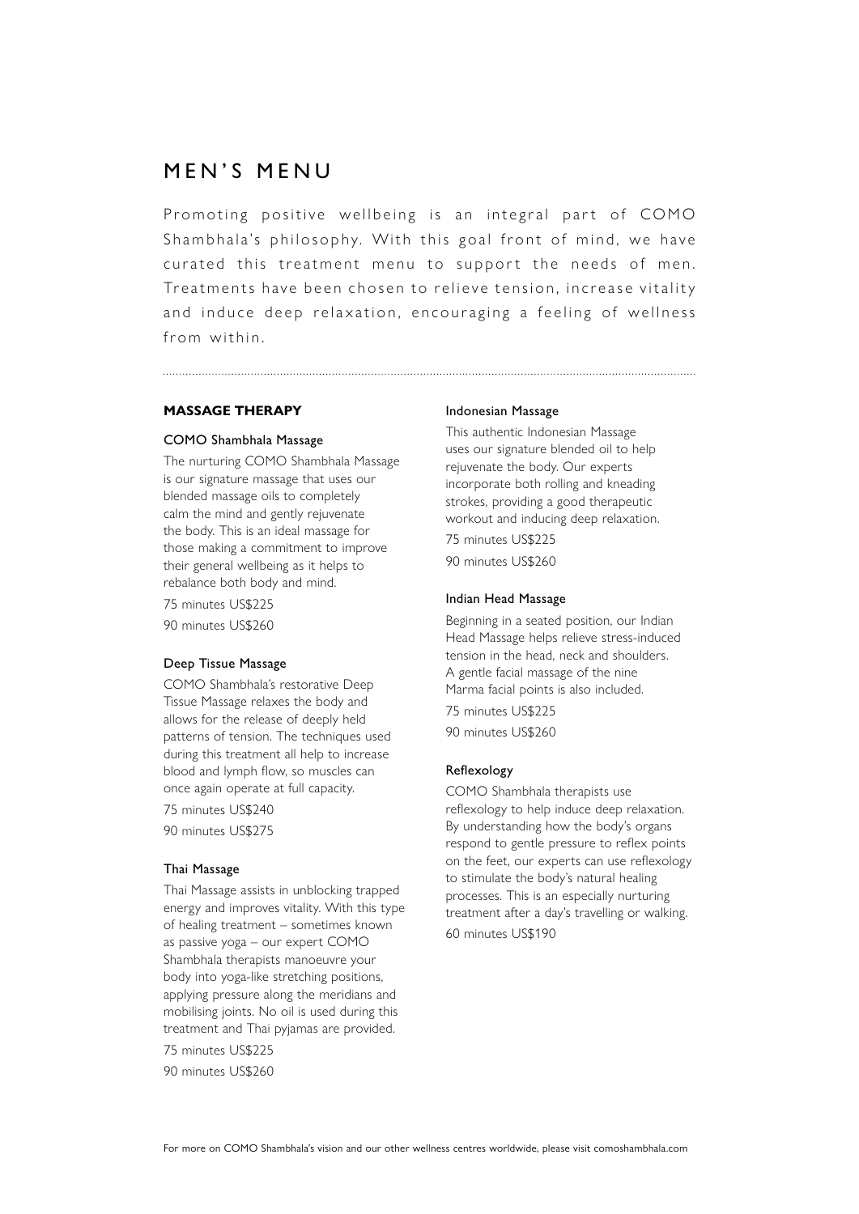# MEN'S MENU

Promoting positive wellbeing is an integral part of COMO Shambhala's philosophy. With this goal front of mind, we have curated this treatment menu to support the needs of men. Treatments have been chosen to relieve tension, increase vitality and induce deep relaxation, encouraging a feeling of wellness from within.

## MASSAGE THERAPY

### COMO Shambhala Massage

The nurturing COMO Shambhala Massage is our signature massage that uses our blended massage oils to completely calm the mind and gently rejuvenate the body. This is an ideal massage for those making a commitment to improve their general wellbeing as it helps to rebalance both body and mind.

75 minutes US$225

90 minutes US$260

### Deep Tissue Massage

COMO Shambhala's restorative Deep Tissue Massage relaxes the body and allows for the release of deeply held patterns of tension. The techniques used during this treatment all help to increase blood and lymph flow, so muscles can once again operate at full capacity.

75 minutes US$240

90 minutes US$275

### Thai Massage

Thai Massage assists in unblocking trapped energy and improves vitality. With this type of healing treatment – sometimes known as passive yoga – our expert COMO Shambhala therapists manoeuvre your body into yoga-like stretching positions, applying pressure along the meridians and mobilising joints. No oil is used during this treatment and Thai pyjamas are provided.

75 minutes US$225

90 minutes US$260

### Indonesian Massage

This authentic Indonesian Massage uses our signature blended oil to help rejuvenate the body. Our experts incorporate both rolling and kneading strokes, providing a good therapeutic workout and inducing deep relaxation.

75 minutes US$225

90 minutes US$260

### Indian Head Massage

Beginning in a seated position, our Indian Head Massage helps relieve stress-induced tension in the head, neck and shoulders. A gentle facial massage of the nine Marma facial points is also included.

75 minutes US$225

90 minutes US$260

### Reflexology

COMO Shambhala therapists use reflexology to help induce deep relaxation. By understanding how the body's organs respond to gentle pressure to reflex points on the feet, our experts can use reflexology to stimulate the body's natural healing processes. This is an especially nurturing treatment after a day's travelling or walking.

60 minutes US$190

For more on COMO Shambhala's vision and our other wellness centres worldwide, please visit comoshambhala.com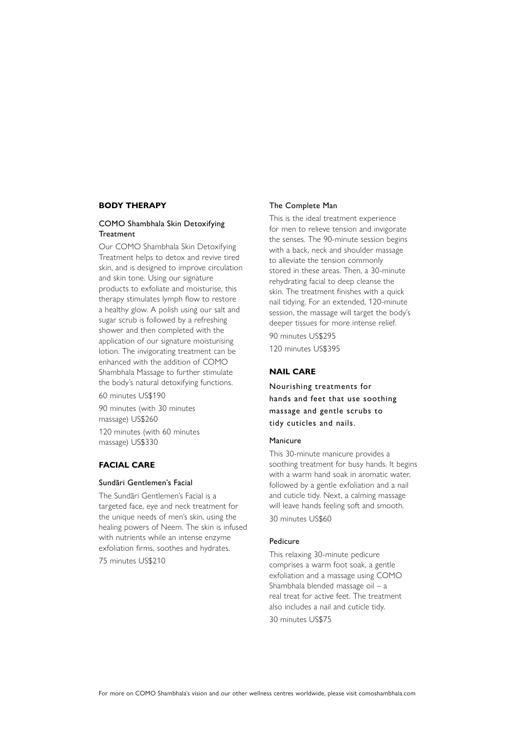## BODY THERAPY

### COMO Shambhala Skin Detoxifying Treatment

Our COMO Shambhala Skin Detoxifying Treatment helps to detox and revive tired skin, and is designed to improve circulation and skin tone. Using our signature products to exfoliate and moisturise, this therapy stimulates lymph flow to restore a healthy glow. A polish using our salt and sugar scrub is followed by a refreshing shower and then completed with the application of our signature moisturising lotion. The invigorating treatment can be enhanced with the addition of COMO Shambhala Massage to further stimulate the body's natural detoxifying functions.

60 minutes US$190

90 minutes (with 30 minutes massage) US$260

120 minutes (with 60 minutes massage) US$330

## FACIAL CARE

### Sundāri Gentlemen's Facial

The Sundāri Gentlemen's Facial is a targeted face, eye and neck treatment for the unique needs of men's skin, using the healing powers of Neem. The skin is infused with nutrients while an intense enzyme exfoliation firms, soothes and hydrates.

75 minutes US$210

### The Complete Man

This is the ideal treatment experience for men to relieve tension and invigorate the senses. The 90-minute session begins with a back, neck and shoulder massage to alleviate the tension commonly stored in these areas. Then, a 30-minute rehydrating facial to deep cleanse the skin. The treatment finishes with a quick nail tidying. For an extended, 120-minute session, the massage will target the body's deeper tissues for more intense relief.

90 minutes US$295

120 minutes US$395

## NAIL CARE

Nourishing treatments for hands and feet that use soothing massage and gentle scrubs to tidy cuticles and nails.

### Manicure

This 30-minute manicure provides a soothing treatment for busy hands. It begins with a warm hand soak in aromatic water, followed by a gentle exfoliation and a nail and cuticle tidy. Next, a calming massage will leave hands feeling soft and smooth.

30 minutes US$60

### Pedicure

This relaxing 30-minute pedicure comprises a warm foot soak, a gentle exfoliation and a massage using COMO Shambhala blended massage oil – a real treat for active feet. The treatment also includes a nail and cuticle tidy.

30 minutes US$75

For more on COMO Shambhala's vision and our other wellness centres worldwide, please visit comoshambhala.com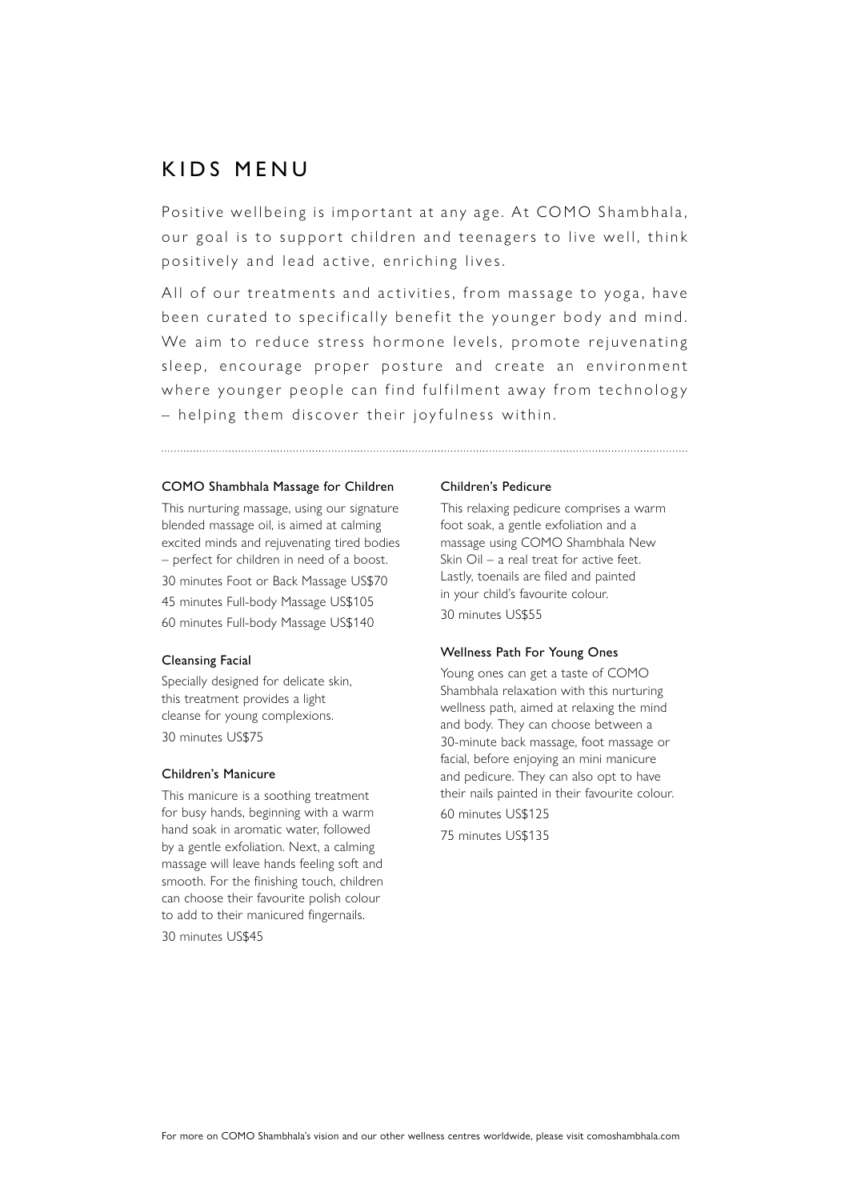# KIDS MENU

Positive wellbeing is important at any age. At COMO Shambhala, our goal is to support children and teenagers to live well, think positively and lead active, enriching lives.

All of our treatments and activities, from massage to yoga, have been curated to specifically benefit the younger body and mind. We aim to reduce stress hormone levels, promote rejuvenating sleep, encourage proper posture and create an environment where younger people can find fulfilment away from technology – helping them discover their joyfulness within.

---

### COMO Shambhala Massage for Children

This nurturing massage, using our signature blended massage oil, is aimed at calming excited minds and rejuvenating tired bodies – perfect for children in need of a boost.

30 minutes Foot or Back Massage US$70

45 minutes Full-body Massage US$105

60 minutes Full-body Massage US$140

### Cleansing Facial

Specially designed for delicate skin, this treatment provides a light cleanse for young complexions.

30 minutes US$75

### Children's Manicure

This manicure is a soothing treatment for busy hands, beginning with a warm hand soak in aromatic water, followed by a gentle exfoliation. Next, a calming massage will leave hands feeling soft and smooth. For the finishing touch, children can choose their favourite polish colour to add to their manicured fingernails.

30 minutes US$45

### Children's Pedicure

This relaxing pedicure comprises a warm foot soak, a gentle exfoliation and a massage using COMO Shambhala New Skin Oil – a real treat for active feet. Lastly, toenails are filed and painted in your child's favourite colour.

30 minutes US$55

### Wellness Path For Young Ones

Young ones can get a taste of COMO Shambhala relaxation with this nurturing wellness path, aimed at relaxing the mind and body. They can choose between a 30-minute back massage, foot massage or facial, before enjoying an mini manicure and pedicure. They can also opt to have their nails painted in their favourite colour.

60 minutes US$125

75 minutes US$135

For more on COMO Shambhala's vision and our other wellness centres worldwide, please visit comoshambhala.com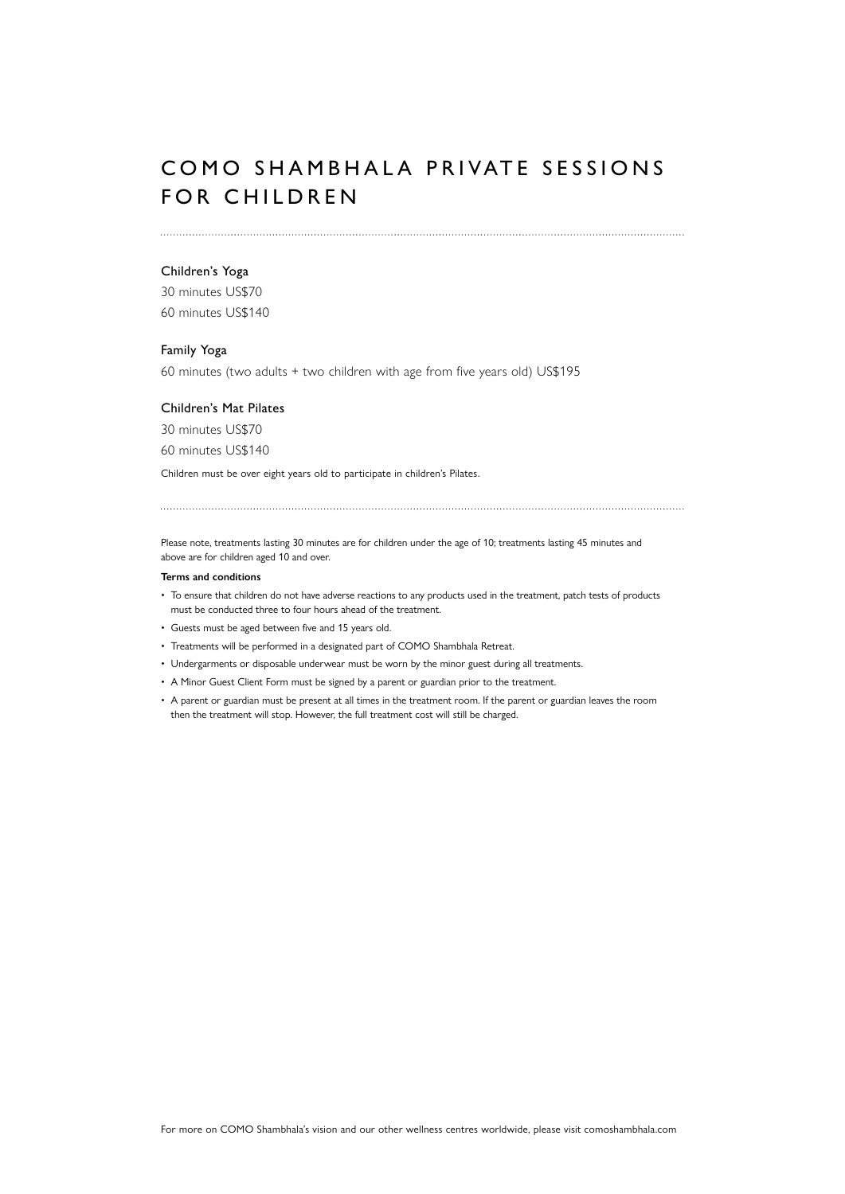# COMO SHAMBHALA PRIVATE SESSIONS FOR CHILDREN

### Children's Yoga

30 minutes US$70

60 minutes US$140

### Family Yoga

60 minutes (two adults + two children with age from five years old) US$195

### Children's Mat Pilates

30 minutes US$70

60 minutes US$140

Children must be over eight years old to participate in children's Pilates.

Please note, treatments lasting 30 minutes are for children under the age of 10; treatments lasting 45 minutes and above are for children aged 10 and over.

**Terms and conditions**

- To ensure that children do not have adverse reactions to any products used in the treatment, patch tests of products must be conducted three to four hours ahead of the treatment.
- Guests must be aged between five and 15 years old.
- Treatments will be performed in a designated part of COMO Shambhala Retreat.
- Undergarments or disposable underwear must be worn by the minor guest during all treatments.
- A Minor Guest Client Form must be signed by a parent or guardian prior to the treatment.
- A parent or guardian must be present at all times in the treatment room. If the parent or guardian leaves the room then the treatment will stop. However, the full treatment cost will still be charged.

For more on COMO Shambhala's vision and our other wellness centres worldwide, please visit comoshambhala.com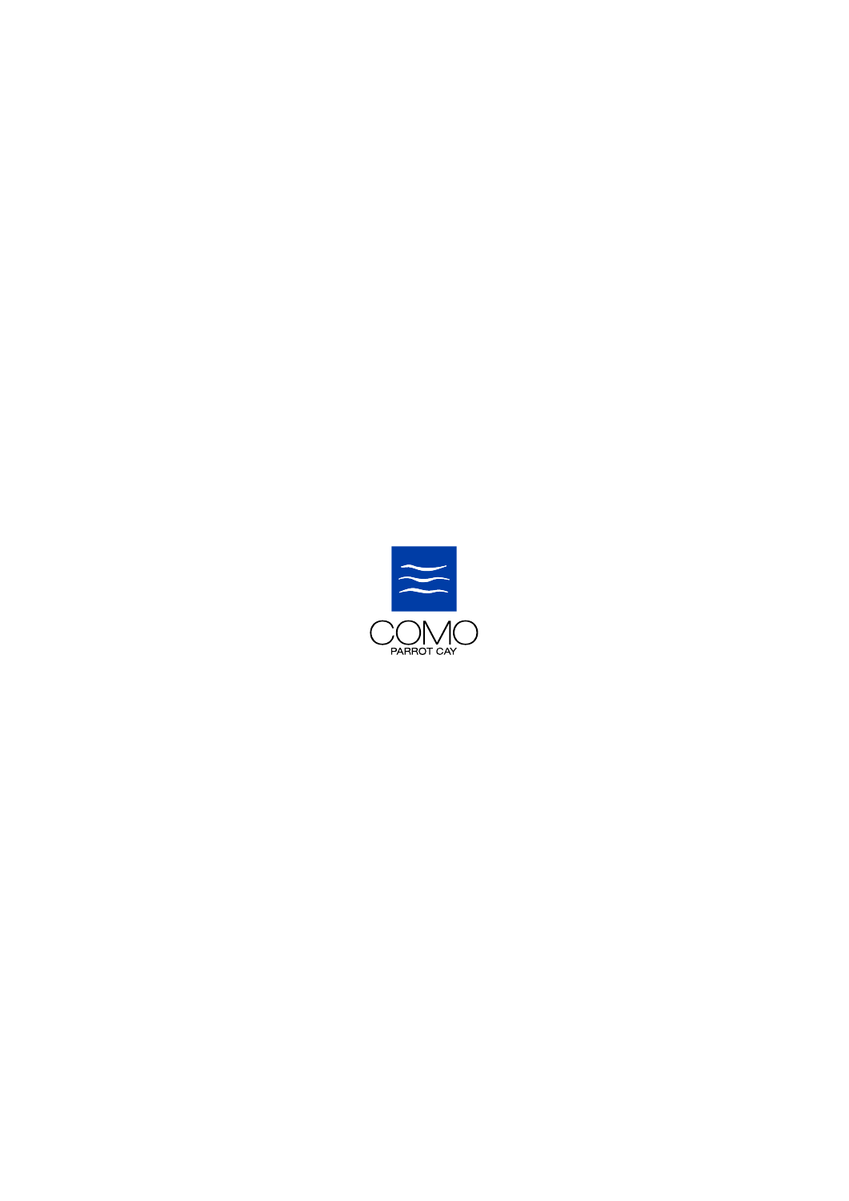COMO

PARROT CAY